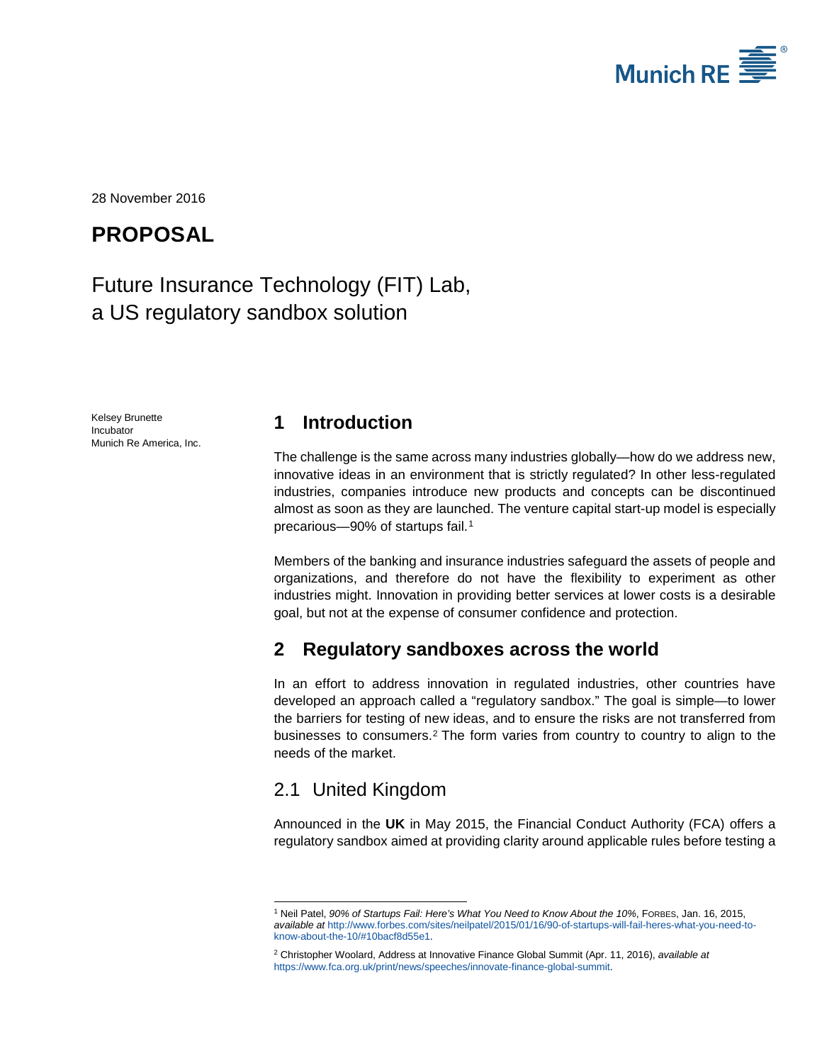28 November 2016

# PROPOSAL

Future Insurance Technology (FIT) Lab,
a US regulatory sandbox solution

Kelsey Brunette
Incubator
Munich Re America, Inc.

## 1 Introduction

The challenge is the same across many industries globally—how do we address new, innovative ideas in an environment that is strictly regulated? In other less-regulated industries, companies introduce new products and concepts can be discontinued almost as soon as they are launched. The venture capital start-up model is especially precarious—90% of startups fail.[1]

Members of the banking and insurance industries safeguard the assets of people and organizations, and therefore do not have the flexibility to experiment as other industries might. Innovation in providing better services at lower costs is a desirable goal, but not at the expense of consumer confidence and protection.

## 2 Regulatory sandboxes across the world

In an effort to address innovation in regulated industries, other countries have developed an approach called a "regulatory sandbox." The goal is simple—to lower the barriers for testing of new ideas, and to ensure the risks are not transferred from businesses to consumers.[2] The form varies from country to country to align to the needs of the market.

### 2.1 United Kingdom

Announced in the **UK** in May 2015, the Financial Conduct Authority (FCA) offers a regulatory sandbox aimed at providing clarity around applicable rules before testing a

---

[1] Neil Patel, *90% of Startups Fail: Here's What You Need to Know About the 10%*, FORBES, Jan. 16, 2015, *available at* http://www.forbes.com/sites/neilpatel/2015/01/16/90-of-startups-will-fail-heres-what-you-need-to-know-about-the-10/#10bacf8d55e1.

[2] Christopher Woolard, Address at Innovative Finance Global Summit (Apr. 11, 2016), *available at* https://www.fca.org.uk/print/news/speeches/innovate-finance-global-summit.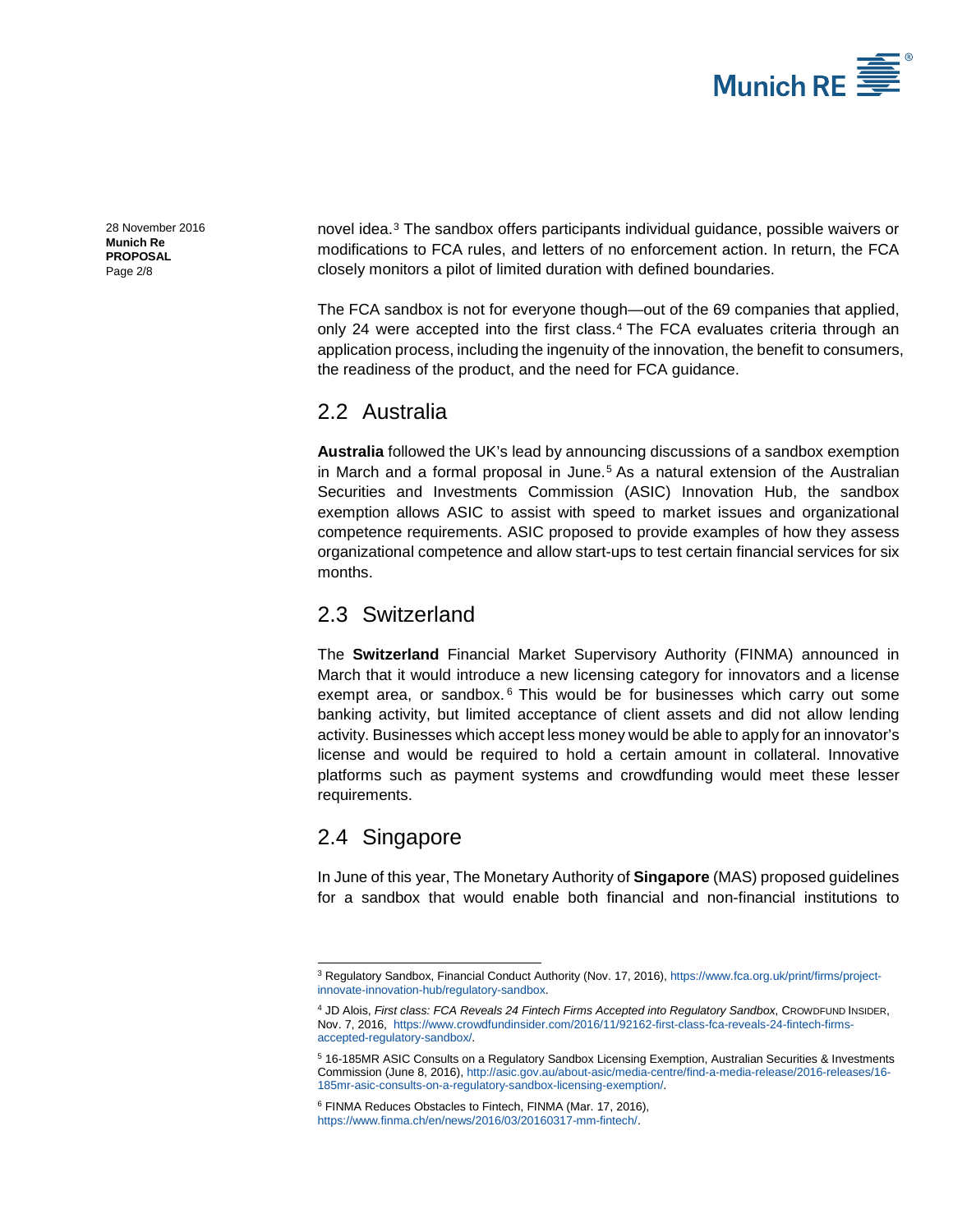novel idea.[3] The sandbox offers participants individual guidance, possible waivers or modifications to FCA rules, and letters of no enforcement action. In return, the FCA closely monitors a pilot of limited duration with defined boundaries.

The FCA sandbox is not for everyone though—out of the 69 companies that applied, only 24 were accepted into the first class.[4] The FCA evaluates criteria through an application process, including the ingenuity of the innovation, the benefit to consumers, the readiness of the product, and the need for FCA guidance.

## 2.2 Australia

**Australia** followed the UK's lead by announcing discussions of a sandbox exemption in March and a formal proposal in June.[5] As a natural extension of the Australian Securities and Investments Commission (ASIC) Innovation Hub, the sandbox exemption allows ASIC to assist with speed to market issues and organizational competence requirements. ASIC proposed to provide examples of how they assess organizational competence and allow start-ups to test certain financial services for six months.

## 2.3 Switzerland

The **Switzerland** Financial Market Supervisory Authority (FINMA) announced in March that it would introduce a new licensing category for innovators and a license exempt area, or sandbox.[6] This would be for businesses which carry out some banking activity, but limited acceptance of client assets and did not allow lending activity. Businesses which accept less money would be able to apply for an innovator's license and would be required to hold a certain amount in collateral. Innovative platforms such as payment systems and crowdfunding would meet these lesser requirements.

## 2.4 Singapore

In June of this year, The Monetary Authority of **Singapore** (MAS) proposed guidelines for a sandbox that would enable both financial and non-financial institutions to

---

[3] Regulatory Sandbox, Financial Conduct Authority (Nov. 17, 2016), https://www.fca.org.uk/print/firms/project-innovate-innovation-hub/regulatory-sandbox.

[4] JD Alois, *First class: FCA Reveals 24 Fintech Firms Accepted into Regulatory Sandbox*, CROWDFUND INSIDER, Nov. 7, 2016, https://www.crowdfundinsider.com/2016/11/92162-first-class-fca-reveals-24-fintech-firms-accepted-regulatory-sandbox/.

[5] 16-185MR ASIC Consults on a Regulatory Sandbox Licensing Exemption, Australian Securities & Investments Commission (June 8, 2016), http://asic.gov.au/about-asic/media-centre/find-a-media-release/2016-releases/16-185mr-asic-consults-on-a-regulatory-sandbox-licensing-exemption/.

[6] FINMA Reduces Obstacles to Fintech, FINMA (Mar. 17, 2016), https://www.finma.ch/en/news/2016/03/20160317-mm-fintech/.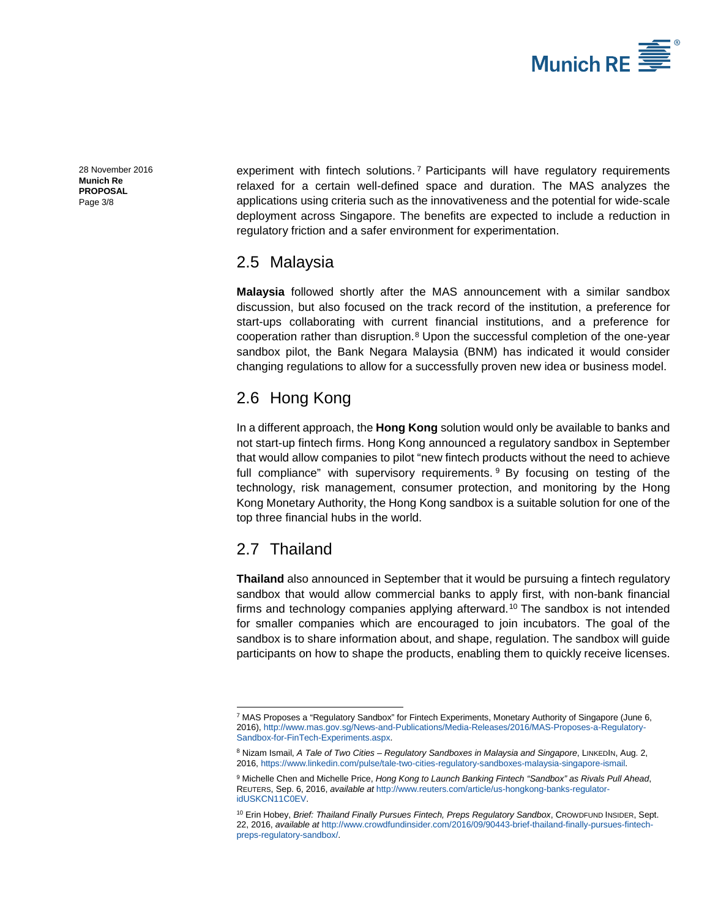experiment with fintech solutions.[7] Participants will have regulatory requirements relaxed for a certain well-defined space and duration. The MAS analyzes the applications using criteria such as the innovativeness and the potential for wide-scale deployment across Singapore. The benefits are expected to include a reduction in regulatory friction and a safer environment for experimentation.

## 2.5 Malaysia

**Malaysia** followed shortly after the MAS announcement with a similar sandbox discussion, but also focused on the track record of the institution, a preference for start-ups collaborating with current financial institutions, and a preference for cooperation rather than disruption.[8] Upon the successful completion of the one-year sandbox pilot, the Bank Negara Malaysia (BNM) has indicated it would consider changing regulations to allow for a successfully proven new idea or business model.

## 2.6 Hong Kong

In a different approach, the **Hong Kong** solution would only be available to banks and not start-up fintech firms. Hong Kong announced a regulatory sandbox in September that would allow companies to pilot "new fintech products without the need to achieve full compliance" with supervisory requirements.[9] By focusing on testing of the technology, risk management, consumer protection, and monitoring by the Hong Kong Monetary Authority, the Hong Kong sandbox is a suitable solution for one of the top three financial hubs in the world.

## 2.7 Thailand

**Thailand** also announced in September that it would be pursuing a fintech regulatory sandbox that would allow commercial banks to apply first, with non-bank financial firms and technology companies applying afterward.[10] The sandbox is not intended for smaller companies which are encouraged to join incubators. The goal of the sandbox is to share information about, and shape, regulation. The sandbox will guide participants on how to shape the products, enabling them to quickly receive licenses.

---

[7] MAS Proposes a "Regulatory Sandbox" for Fintech Experiments, Monetary Authority of Singapore (June 6, 2016), http://www.mas.gov.sg/News-and-Publications/Media-Releases/2016/MAS-Proposes-a-Regulatory-Sandbox-for-FinTech-Experiments.aspx.

[8] Nizam Ismail, *A Tale of Two Cities – Regulatory Sandboxes in Malaysia and Singapore*, LinkedIn, Aug. 2, 2016, https://www.linkedin.com/pulse/tale-two-cities-regulatory-sandboxes-malaysia-singapore-ismail.

[9] Michelle Chen and Michelle Price, *Hong Kong to Launch Banking Fintech "Sandbox" as Rivals Pull Ahead*, Reuters, Sep. 6, 2016, *available at* http://www.reuters.com/article/us-hongkong-banks-regulator-idUSKCN11C0EV.

[10] Erin Hobey, *Brief: Thailand Finally Pursues Fintech, Preps Regulatory Sandbox*, Crowdfund Insider, Sept. 22, 2016, *available at* http://www.crowdfundinsider.com/2016/09/90443-brief-thailand-finally-pursues-fintech-preps-regulatory-sandbox/.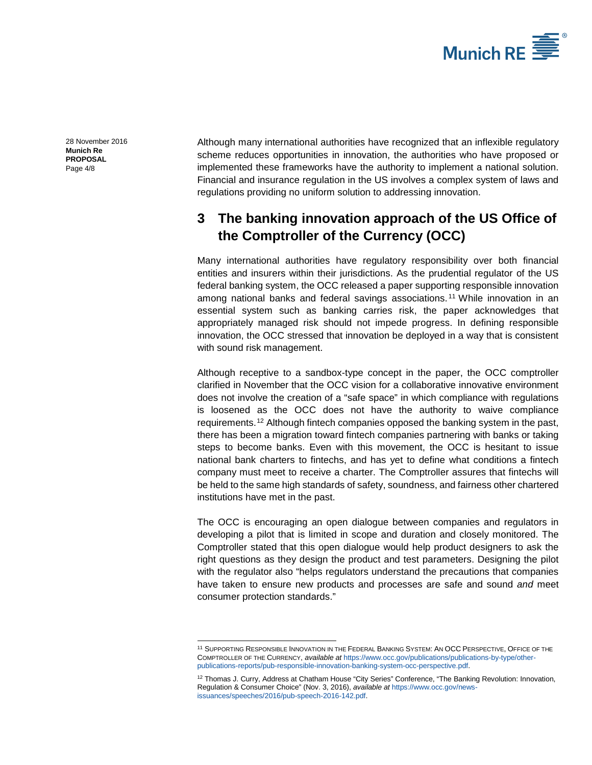Although many international authorities have recognized that an inflexible regulatory scheme reduces opportunities in innovation, the authorities who have proposed or implemented these frameworks have the authority to implement a national solution. Financial and insurance regulation in the US involves a complex system of laws and regulations providing no uniform solution to addressing innovation.

## 3 The banking innovation approach of the US Office of the Comptroller of the Currency (OCC)

Many international authorities have regulatory responsibility over both financial entities and insurers within their jurisdictions. As the prudential regulator of the US federal banking system, the OCC released a paper supporting responsible innovation among national banks and federal savings associations.[11] While innovation in an essential system such as banking carries risk, the paper acknowledges that appropriately managed risk should not impede progress. In defining responsible innovation, the OCC stressed that innovation be deployed in a way that is consistent with sound risk management.

Although receptive to a sandbox-type concept in the paper, the OCC comptroller clarified in November that the OCC vision for a collaborative innovative environment does not involve the creation of a "safe space" in which compliance with regulations is loosened as the OCC does not have the authority to waive compliance requirements.[12] Although fintech companies opposed the banking system in the past, there has been a migration toward fintech companies partnering with banks or taking steps to become banks. Even with this movement, the OCC is hesitant to issue national bank charters to fintechs, and has yet to define what conditions a fintech company must meet to receive a charter. The Comptroller assures that fintechs will be held to the same high standards of safety, soundness, and fairness other chartered institutions have met in the past.

The OCC is encouraging an open dialogue between companies and regulators in developing a pilot that is limited in scope and duration and closely monitored. The Comptroller stated that this open dialogue would help product designers to ask the right questions as they design the product and test parameters. Designing the pilot with the regulator also "helps regulators understand the precautions that companies have taken to ensure new products and processes are safe and sound *and* meet consumer protection standards."

---

[11] SUPPORTING RESPONSIBLE INNOVATION IN THE FEDERAL BANKING SYSTEM: AN OCC PERSPECTIVE, OFFICE OF THE COMPTROLLER OF THE CURRENCY, *available at* https://www.occ.gov/publications/publications-by-type/other-publications-reports/pub-responsible-innovation-banking-system-occ-perspective.pdf.

[12] Thomas J. Curry, Address at Chatham House "City Series" Conference, "The Banking Revolution: Innovation, Regulation & Consumer Choice" (Nov. 3, 2016), *available at* https://www.occ.gov/news-issuances/speeches/2016/pub-speech-2016-142.pdf.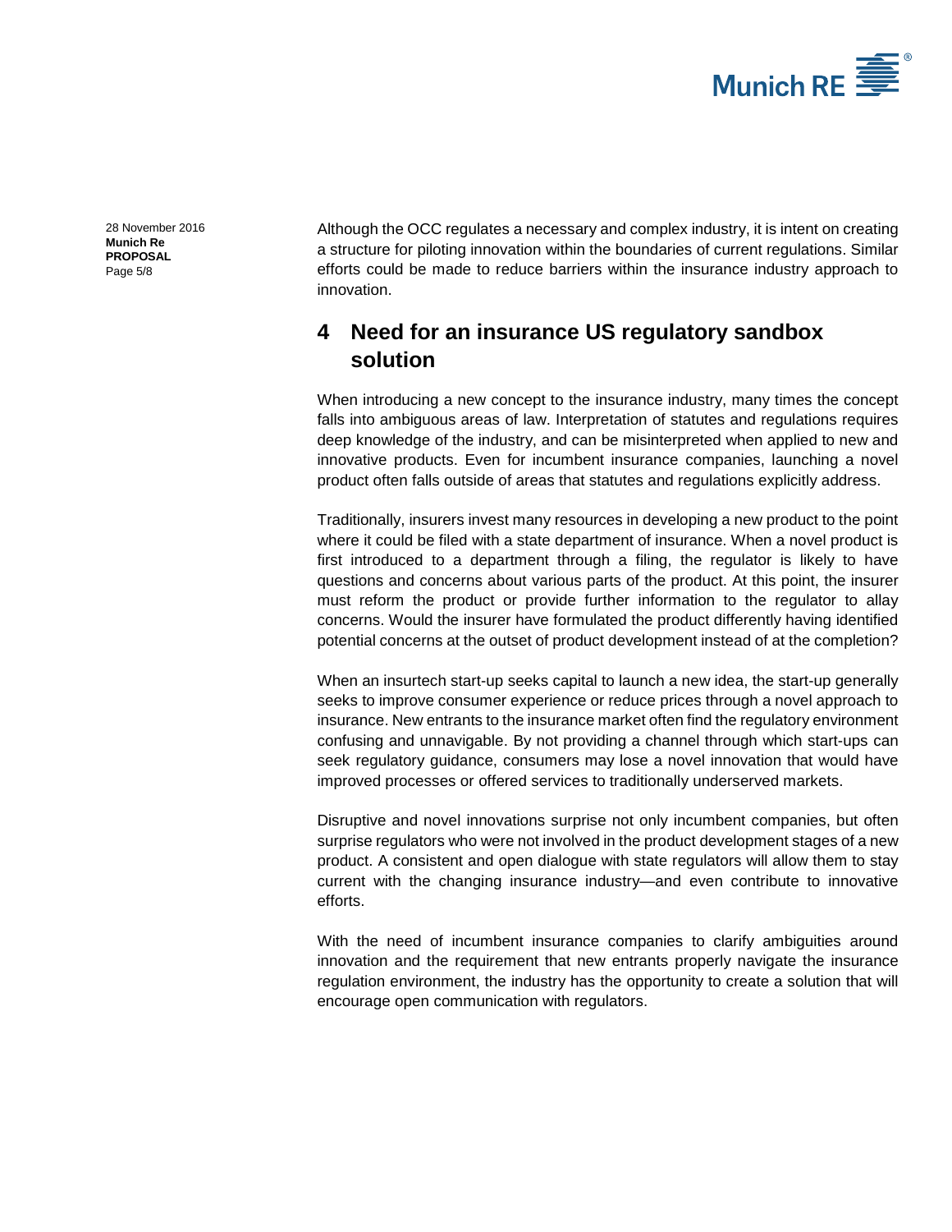Although the OCC regulates a necessary and complex industry, it is intent on creating a structure for piloting innovation within the boundaries of current regulations. Similar efforts could be made to reduce barriers within the insurance industry approach to innovation.

## 4 Need for an insurance US regulatory sandbox solution

When introducing a new concept to the insurance industry, many times the concept falls into ambiguous areas of law. Interpretation of statutes and regulations requires deep knowledge of the industry, and can be misinterpreted when applied to new and innovative products. Even for incumbent insurance companies, launching a novel product often falls outside of areas that statutes and regulations explicitly address.

Traditionally, insurers invest many resources in developing a new product to the point where it could be filed with a state department of insurance. When a novel product is first introduced to a department through a filing, the regulator is likely to have questions and concerns about various parts of the product. At this point, the insurer must reform the product or provide further information to the regulator to allay concerns. Would the insurer have formulated the product differently having identified potential concerns at the outset of product development instead of at the completion?

When an insurtech start-up seeks capital to launch a new idea, the start-up generally seeks to improve consumer experience or reduce prices through a novel approach to insurance. New entrants to the insurance market often find the regulatory environment confusing and unnavigable. By not providing a channel through which start-ups can seek regulatory guidance, consumers may lose a novel innovation that would have improved processes or offered services to traditionally underserved markets.

Disruptive and novel innovations surprise not only incumbent companies, but often surprise regulators who were not involved in the product development stages of a new product. A consistent and open dialogue with state regulators will allow them to stay current with the changing insurance industry—and even contribute to innovative efforts.

With the need of incumbent insurance companies to clarify ambiguities around innovation and the requirement that new entrants properly navigate the insurance regulation environment, the industry has the opportunity to create a solution that will encourage open communication with regulators.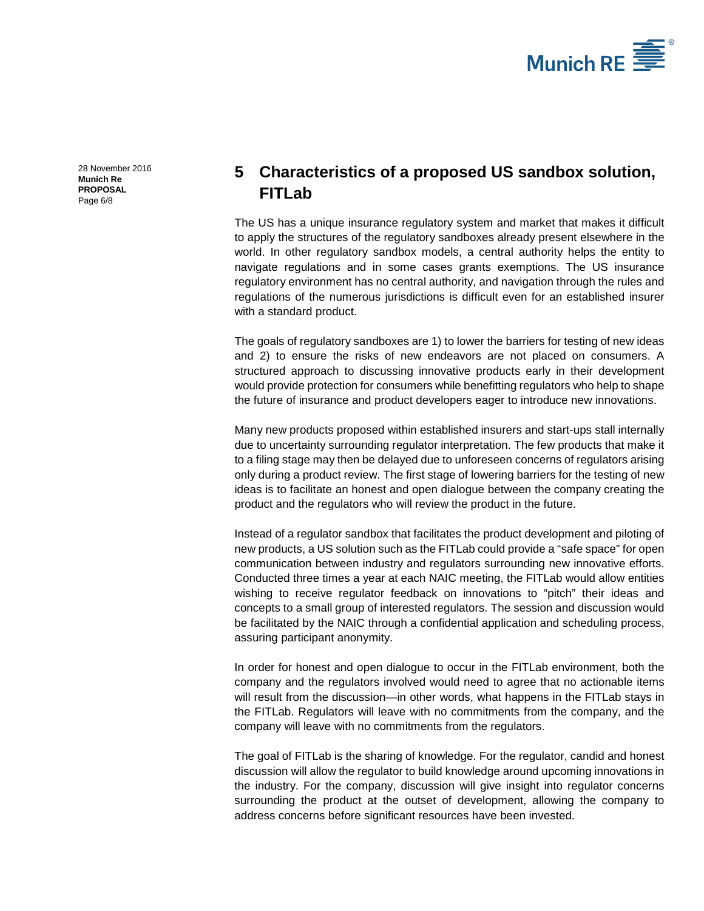## 5 Characteristics of a proposed US sandbox solution, FITLab

The US has a unique insurance regulatory system and market that makes it difficult to apply the structures of the regulatory sandboxes already present elsewhere in the world. In other regulatory sandbox models, a central authority helps the entity to navigate regulations and in some cases grants exemptions. The US insurance regulatory environment has no central authority, and navigation through the rules and regulations of the numerous jurisdictions is difficult even for an established insurer with a standard product.

The goals of regulatory sandboxes are 1) to lower the barriers for testing of new ideas and 2) to ensure the risks of new endeavors are not placed on consumers. A structured approach to discussing innovative products early in their development would provide protection for consumers while benefitting regulators who help to shape the future of insurance and product developers eager to introduce new innovations.

Many new products proposed within established insurers and start-ups stall internally due to uncertainty surrounding regulator interpretation. The few products that make it to a filing stage may then be delayed due to unforeseen concerns of regulators arising only during a product review. The first stage of lowering barriers for the testing of new ideas is to facilitate an honest and open dialogue between the company creating the product and the regulators who will review the product in the future.

Instead of a regulator sandbox that facilitates the product development and piloting of new products, a US solution such as the FITLab could provide a "safe space" for open communication between industry and regulators surrounding new innovative efforts. Conducted three times a year at each NAIC meeting, the FITLab would allow entities wishing to receive regulator feedback on innovations to "pitch" their ideas and concepts to a small group of interested regulators. The session and discussion would be facilitated by the NAIC through a confidential application and scheduling process, assuring participant anonymity.

In order for honest and open dialogue to occur in the FITLab environment, both the company and the regulators involved would need to agree that no actionable items will result from the discussion—in other words, what happens in the FITLab stays in the FITLab. Regulators will leave with no commitments from the company, and the company will leave with no commitments from the regulators.

The goal of FITLab is the sharing of knowledge. For the regulator, candid and honest discussion will allow the regulator to build knowledge around upcoming innovations in the industry. For the company, discussion will give insight into regulator concerns surrounding the product at the outset of development, allowing the company to address concerns before significant resources have been invested.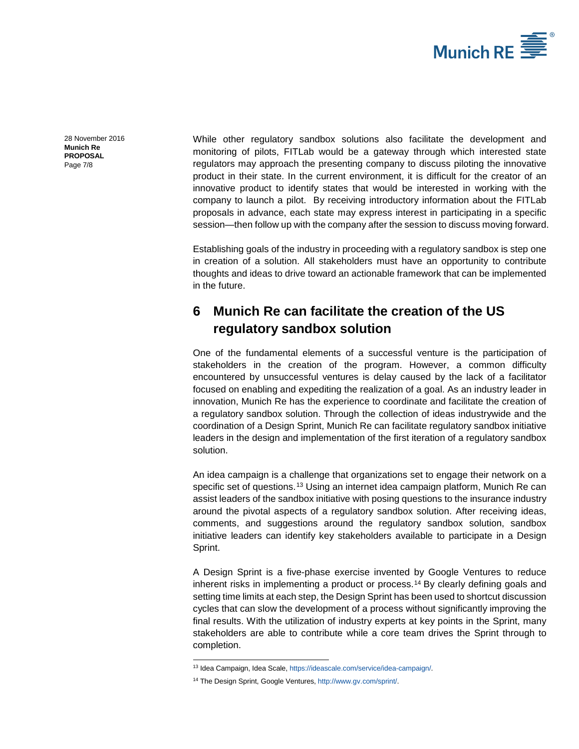While other regulatory sandbox solutions also facilitate the development and monitoring of pilots, FITLab would be a gateway through which interested state regulators may approach the presenting company to discuss piloting the innovative product in their state. In the current environment, it is difficult for the creator of an innovative product to identify states that would be interested in working with the company to launch a pilot. By receiving introductory information about the FITLab proposals in advance, each state may express interest in participating in a specific session—then follow up with the company after the session to discuss moving forward.

Establishing goals of the industry in proceeding with a regulatory sandbox is step one in creation of a solution. All stakeholders must have an opportunity to contribute thoughts and ideas to drive toward an actionable framework that can be implemented in the future.

## 6 Munich Re can facilitate the creation of the US regulatory sandbox solution

One of the fundamental elements of a successful venture is the participation of stakeholders in the creation of the program. However, a common difficulty encountered by unsuccessful ventures is delay caused by the lack of a facilitator focused on enabling and expediting the realization of a goal. As an industry leader in innovation, Munich Re has the experience to coordinate and facilitate the creation of a regulatory sandbox solution. Through the collection of ideas industrywide and the coordination of a Design Sprint, Munich Re can facilitate regulatory sandbox initiative leaders in the design and implementation of the first iteration of a regulatory sandbox solution.

An idea campaign is a challenge that organizations set to engage their network on a specific set of questions.[13] Using an internet idea campaign platform, Munich Re can assist leaders of the sandbox initiative with posing questions to the insurance industry around the pivotal aspects of a regulatory sandbox solution. After receiving ideas, comments, and suggestions around the regulatory sandbox solution, sandbox initiative leaders can identify key stakeholders available to participate in a Design Sprint.

A Design Sprint is a five-phase exercise invented by Google Ventures to reduce inherent risks in implementing a product or process.[14] By clearly defining goals and setting time limits at each step, the Design Sprint has been used to shortcut discussion cycles that can slow the development of a process without significantly improving the final results. With the utilization of industry experts at key points in the Sprint, many stakeholders are able to contribute while a core team drives the Sprint through to completion.

---

[13] Idea Campaign, Idea Scale, https://ideascale.com/service/idea-campaign/.

[14] The Design Sprint, Google Ventures, http://www.gv.com/sprint/.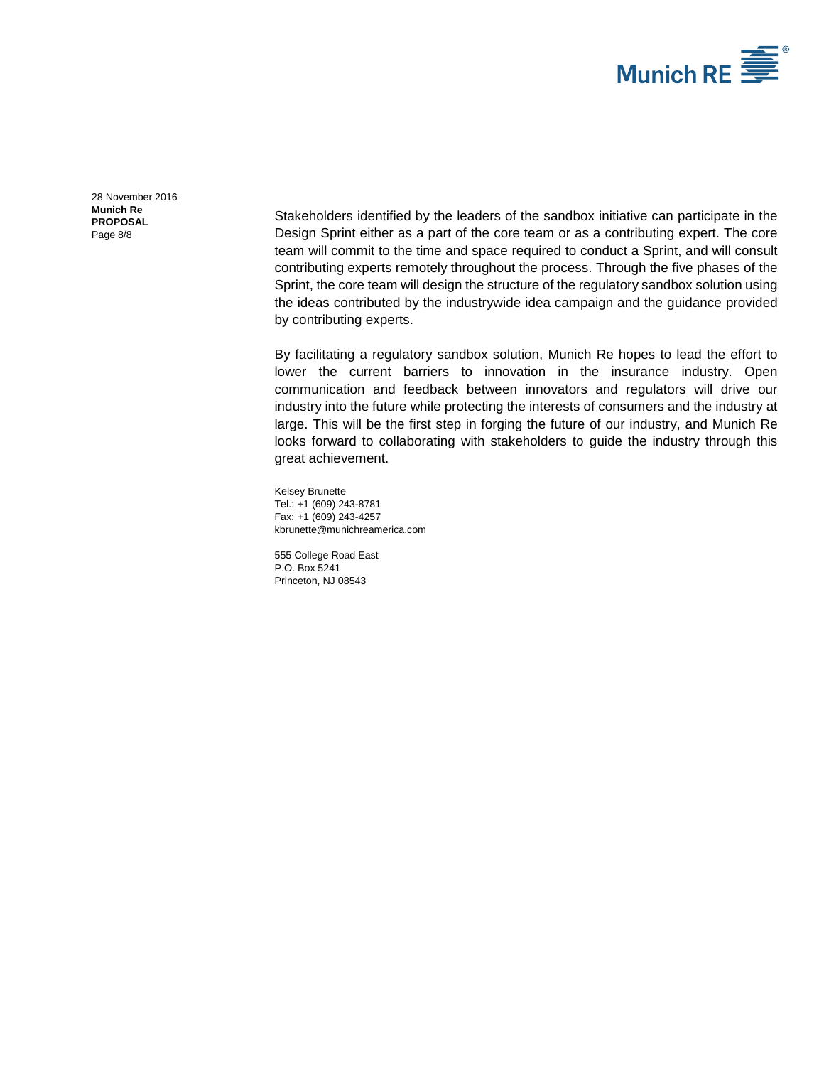Stakeholders identified by the leaders of the sandbox initiative can participate in the Design Sprint either as a part of the core team or as a contributing expert. The core team will commit to the time and space required to conduct a Sprint, and will consult contributing experts remotely throughout the process. Through the five phases of the Sprint, the core team will design the structure of the regulatory sandbox solution using the ideas contributed by the industrywide idea campaign and the guidance provided by contributing experts.

By facilitating a regulatory sandbox solution, Munich Re hopes to lead the effort to lower the current barriers to innovation in the insurance industry. Open communication and feedback between innovators and regulators will drive our industry into the future while protecting the interests of consumers and the industry at large. This will be the first step in forging the future of our industry, and Munich Re looks forward to collaborating with stakeholders to guide the industry through this great achievement.

Kelsey Brunette
Tel.: +1 (609) 243-8781
Fax: +1 (609) 243-4257
kbrunette@munichreamerica.com

555 College Road East
P.O. Box 5241
Princeton, NJ 08543